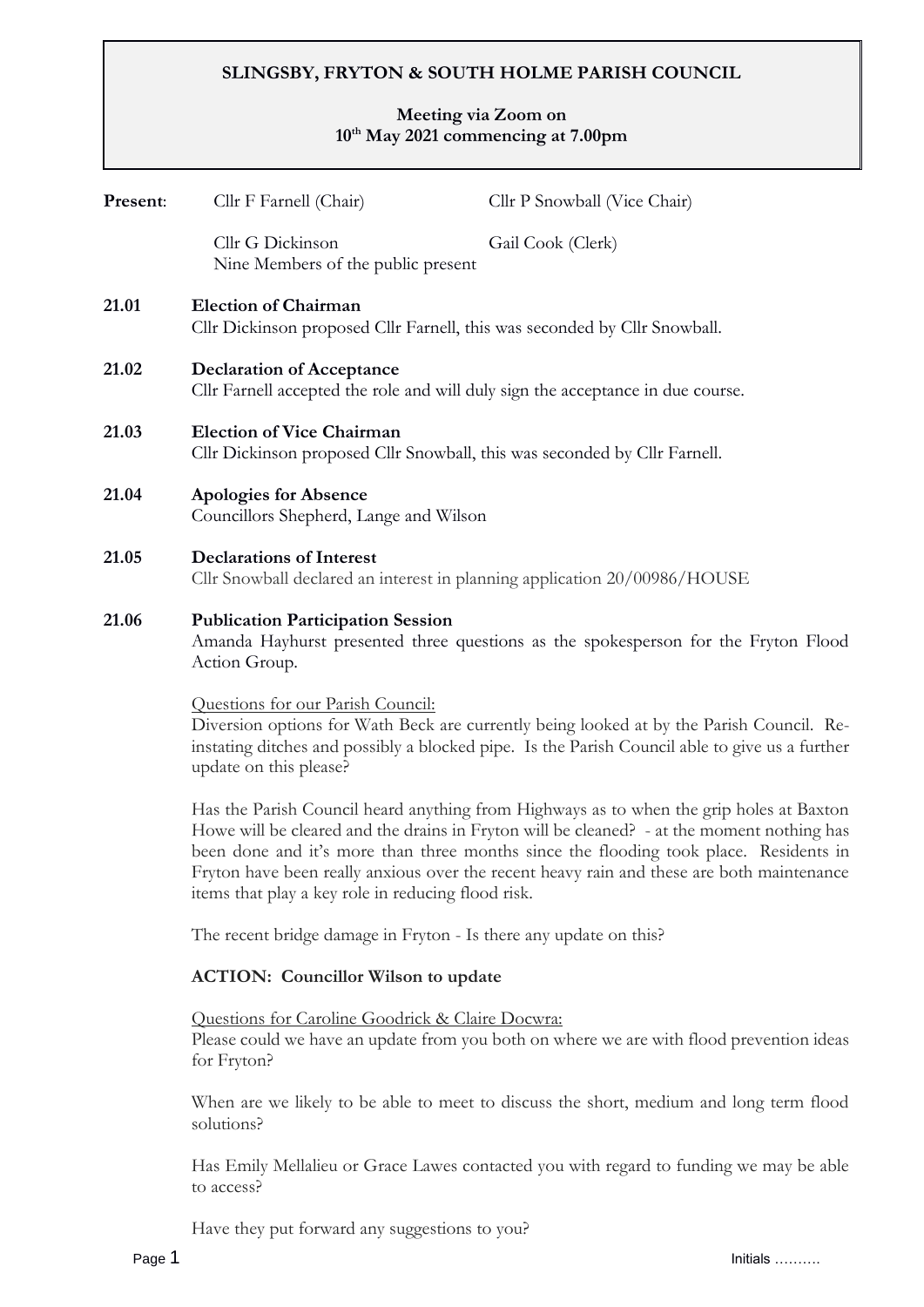# SLINGSBY, FRYTON & SOUTH HOLME PARISH COUNCIL

**Meeting via Zoom on 10th May 2021 commencing at 7.00pm**

**Present**: Cllr F Farnell (Chair) Cllr P Snowball (Vice Chair)

Cllr G Dickinson Gail Cook (Clerk)

Nine Members of the public present

**21.01 Election of Chairman**

Cllr Dickinson proposed Cllr Farnell, this was seconded by Cllr Snowball.

**21.02 Declaration of Acceptance**

Cllr Farnell accepted the role and will duly sign the acceptance in due course.

**21.03 Election of Vice Chairman**

Cllr Dickinson proposed Cllr Snowball, this was seconded by Cllr Farnell.

**21.04 Apologies for Absence**

Councillors Shepherd, Lange and Wilson

**21.05 Declarations of Interest**

Cllr Snowball declared an interest in planning application 20/00986/HOUSE

**21.06 Publication Participation Session**

Amanda Hayhurst presented three questions as the spokesperson for the Fryton Flood Action Group.

Questions for our Parish Council:

Diversion options for Wath Beck are currently being looked at by the Parish Council. Re-instating ditches and possibly a blocked pipe. Is the Parish Council able to give us a further update on this please?

Has the Parish Council heard anything from Highways as to when the grip holes at Baxton Howe will be cleared and the drains in Fryton will be cleaned? - at the moment nothing has been done and it's more than three months since the flooding took place. Residents in Fryton have been really anxious over the recent heavy rain and these are both maintenance items that play a key role in reducing flood risk.

The recent bridge damage in Fryton - Is there any update on this?

**ACTION: Councillor Wilson to update**

Questions for Caroline Goodrick & Claire Docwra:

Please could we have an update from you both on where we are with flood prevention ideas for Fryton?

When are we likely to be able to meet to discuss the short, medium and long term flood solutions?

Has Emily Mellalieu or Grace Lawes contacted you with regard to funding we may be able to access?

Have they put forward any suggestions to you?

Initials ……….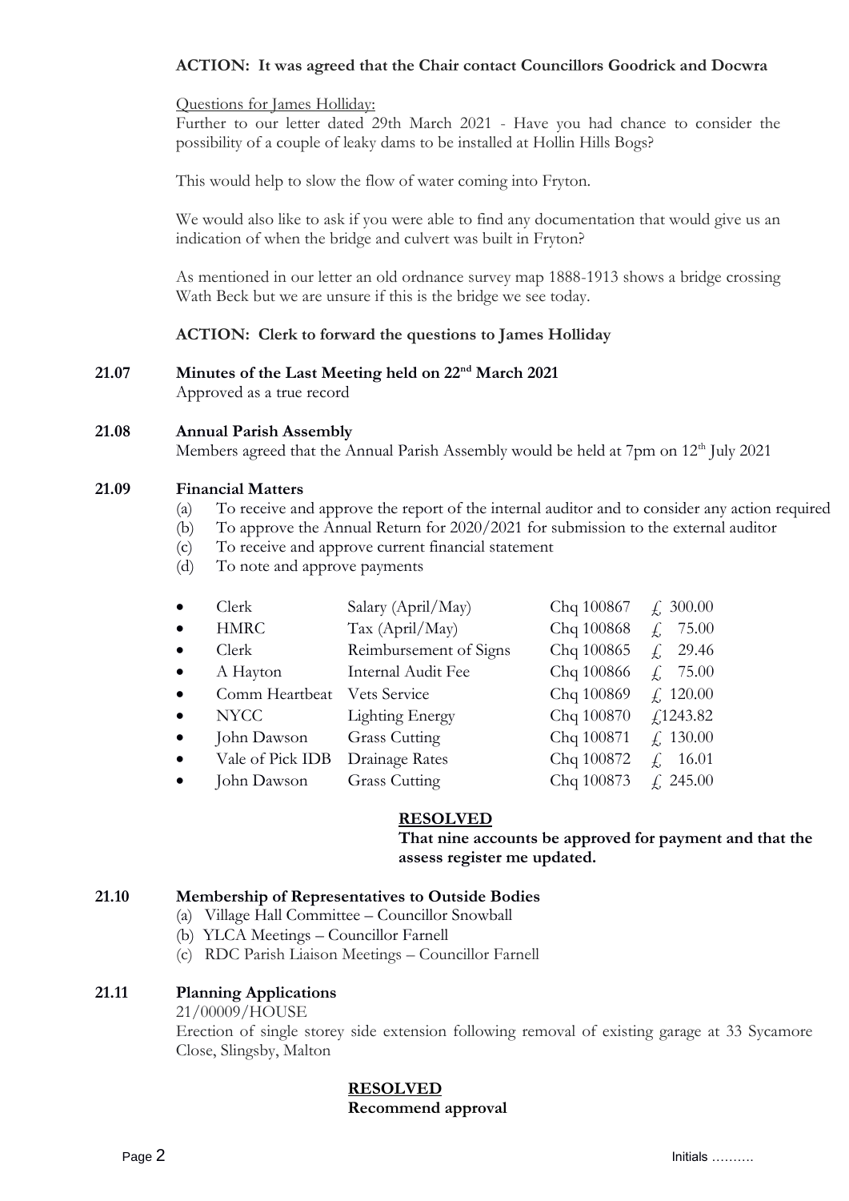**ACTION: It was agreed that the Chair contact Councillors Goodrick and Docwra**

Questions for James Holliday:

Further to our letter dated 29th March 2021 - Have you had chance to consider the possibility of a couple of leaky dams to be installed at Hollin Hills Bogs?

This would help to slow the flow of water coming into Fryton.

We would also like to ask if you were able to find any documentation that would give us an indication of when the bridge and culvert was built in Fryton?

As mentioned in our letter an old ordnance survey map 1888-1913 shows a bridge crossing Wath Beck but we are unsure if this is the bridge we see today.

**ACTION: Clerk to forward the questions to James Holliday**

**21.07 Minutes of the Last Meeting held on 22nd March 2021**

Approved as a true record

**21.08 Annual Parish Assembly**

Members agreed that the Annual Parish Assembly would be held at 7pm on 12th July 2021

**21.09 Financial Matters**

(a) To receive and approve the report of the internal auditor and to consider any action required
(b) To approve the Annual Return for 2020/2021 for submission to the external auditor
(c) To receive and approve current financial statement
(d) To note and approve payments

- Clerk — Salary (April/May) — Chq 100867 — £ 300.00
- HMRC — Tax (April/May) — Chq 100868 — £ 75.00
- Clerk — Reimbursement of Signs — Chq 100865 — £ 29.46
- A Hayton — Internal Audit Fee — Chq 100866 — £ 75.00
- Comm Heartbeat — Vets Service — Chq 100869 — £ 120.00
- NYCC — Lighting Energy — Chq 100870 — £1243.82
- John Dawson — Grass Cutting — Chq 100871 — £ 130.00
- Vale of Pick IDB — Drainage Rates — Chq 100872 — £ 16.01
- John Dawson — Grass Cutting — Chq 100873 — £ 245.00

**RESOLVED**

**That nine accounts be approved for payment and that the assess register me updated.**

**21.10 Membership of Representatives to Outside Bodies**

(a) Village Hall Committee – Councillor Snowball
(b) YLCA Meetings – Councillor Farnell
(c) RDC Parish Liaison Meetings – Councillor Farnell

**21.11 Planning Applications**

21/00009/HOUSE

Erection of single storey side extension following removal of existing garage at 33 Sycamore Close, Slingsby, Malton

**RESOLVED**

**Recommend approval**

Initials ……….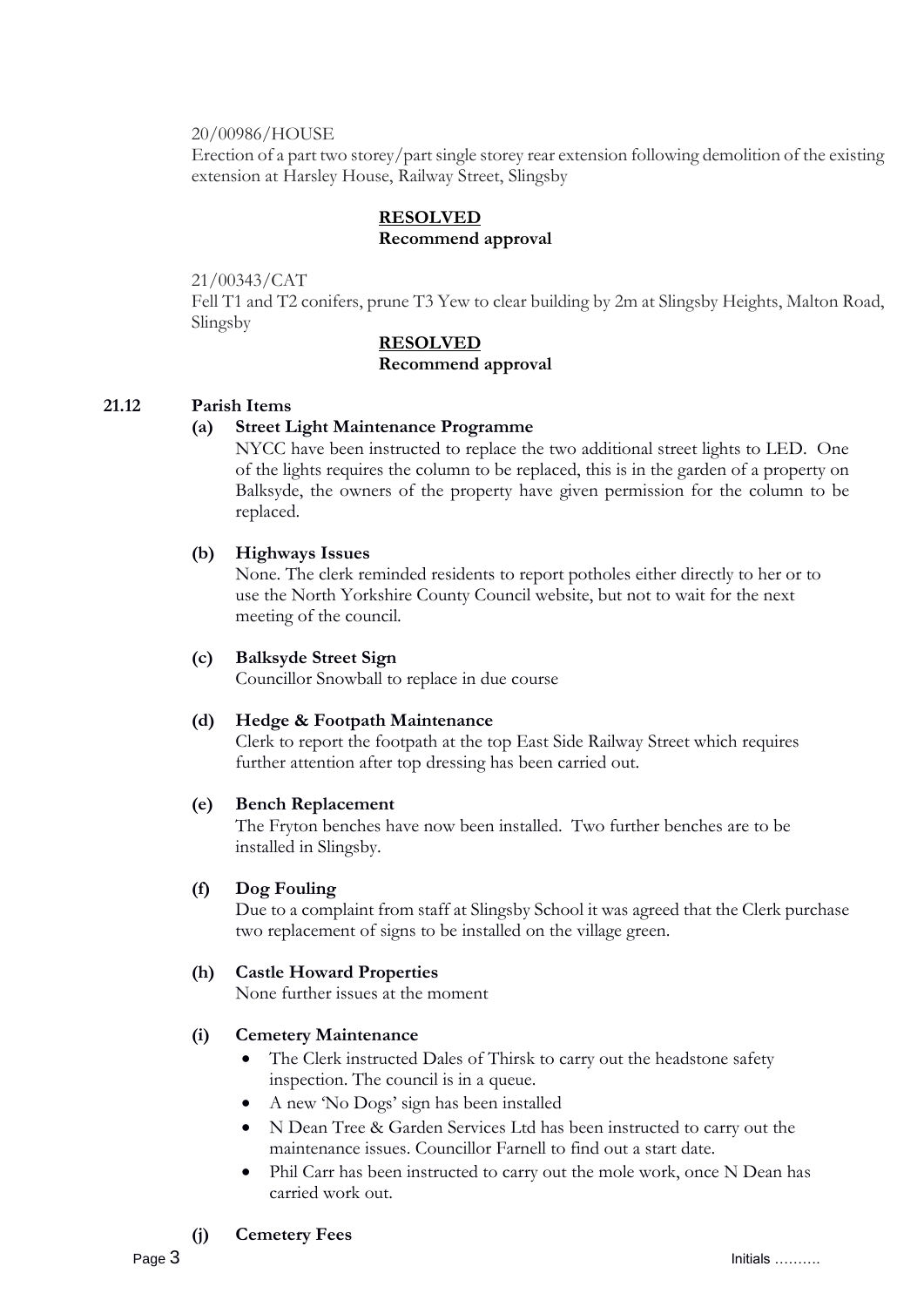20/00986/HOUSE

Erection of a part two storey/part single storey rear extension following demolition of the existing extension at Harsley House, Railway Street, Slingsby

**RESOLVED**
**Recommend approval**

21/00343/CAT

Fell T1 and T2 conifers, prune T3 Yew to clear building by 2m at Slingsby Heights, Malton Road, Slingsby

**RESOLVED**
**Recommend approval**

## 21.12 Parish Items

**(a) Street Light Maintenance Programme**

NYCC have been instructed to replace the two additional street lights to LED. One of the lights requires the column to be replaced, this is in the garden of a property on Balksyde, the owners of the property have given permission for the column to be replaced.

**(b) Highways Issues**

None. The clerk reminded residents to report potholes either directly to her or to use the North Yorkshire County Council website, but not to wait for the next meeting of the council.

**(c) Balksyde Street Sign**

Councillor Snowball to replace in due course

**(d) Hedge & Footpath Maintenance**

Clerk to report the footpath at the top East Side Railway Street which requires further attention after top dressing has been carried out.

**(e) Bench Replacement**

The Fryton benches have now been installed. Two further benches are to be installed in Slingsby.

**(f) Dog Fouling**

Due to a complaint from staff at Slingsby School it was agreed that the Clerk purchase two replacement of signs to be installed on the village green.

**(h) Castle Howard Properties**

None further issues at the moment

**(i) Cemetery Maintenance**

- The Clerk instructed Dales of Thirsk to carry out the headstone safety inspection. The council is in a queue.
- A new 'No Dogs' sign has been installed
- N Dean Tree & Garden Services Ltd has been instructed to carry out the maintenance issues. Councillor Farnell to find out a start date.
- Phil Carr has been instructed to carry out the mole work, once N Dean has carried work out.

**(j) Cemetery Fees**

Initials ……….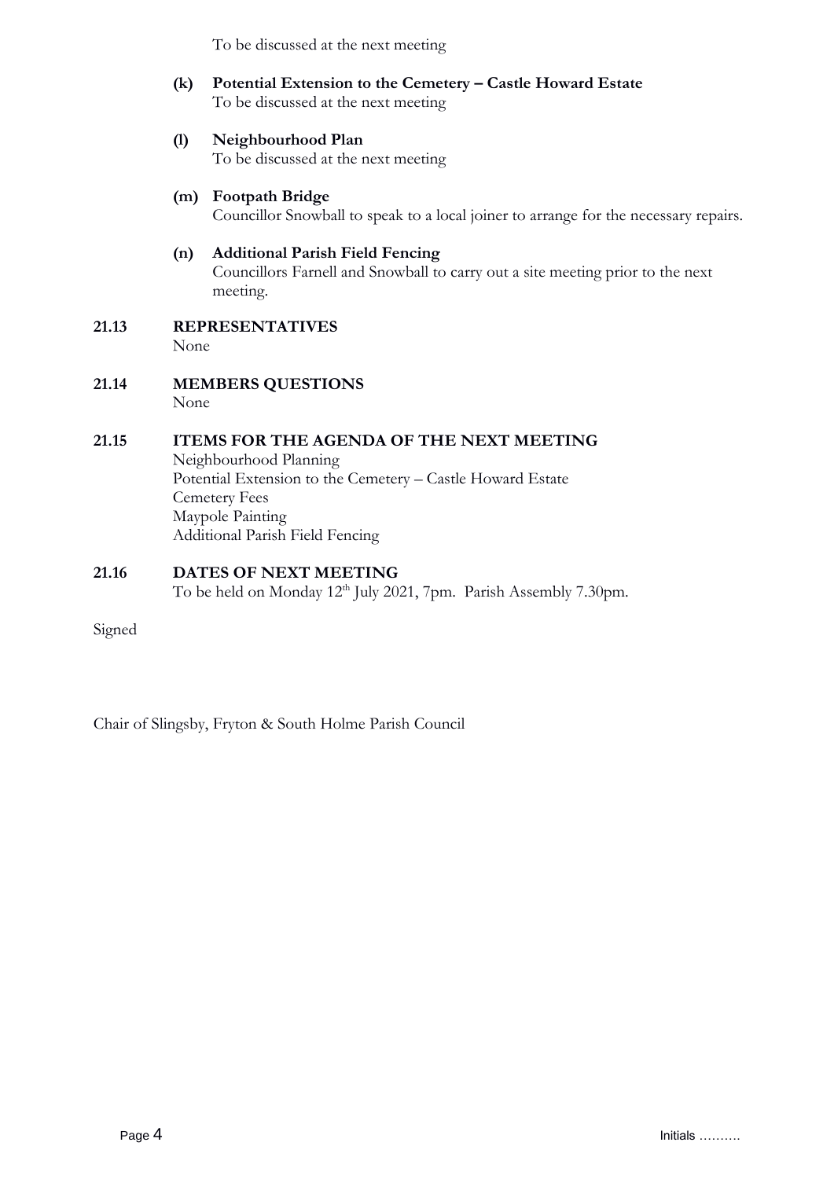To be discussed at the next meeting

**(k) Potential Extension to the Cemetery – Castle Howard Estate**
To be discussed at the next meeting

**(l) Neighbourhood Plan**
To be discussed at the next meeting

**(m) Footpath Bridge**
Councillor Snowball to speak to a local joiner to arrange for the necessary repairs.

**(n) Additional Parish Field Fencing**
Councillors Farnell and Snowball to carry out a site meeting prior to the next meeting.

**21.13 REPRESENTATIVES**
None

**21.14 MEMBERS QUESTIONS**
None

**21.15 ITEMS FOR THE AGENDA OF THE NEXT MEETING**
Neighbourhood Planning
Potential Extension to the Cemetery – Castle Howard Estate
Cemetery Fees
Maypole Painting
Additional Parish Field Fencing

**21.16 DATES OF NEXT MEETING**
To be held on Monday 12th July 2021, 7pm. Parish Assembly 7.30pm.

Signed

Chair of Slingsby, Fryton & South Holme Parish Council

Initials ……….